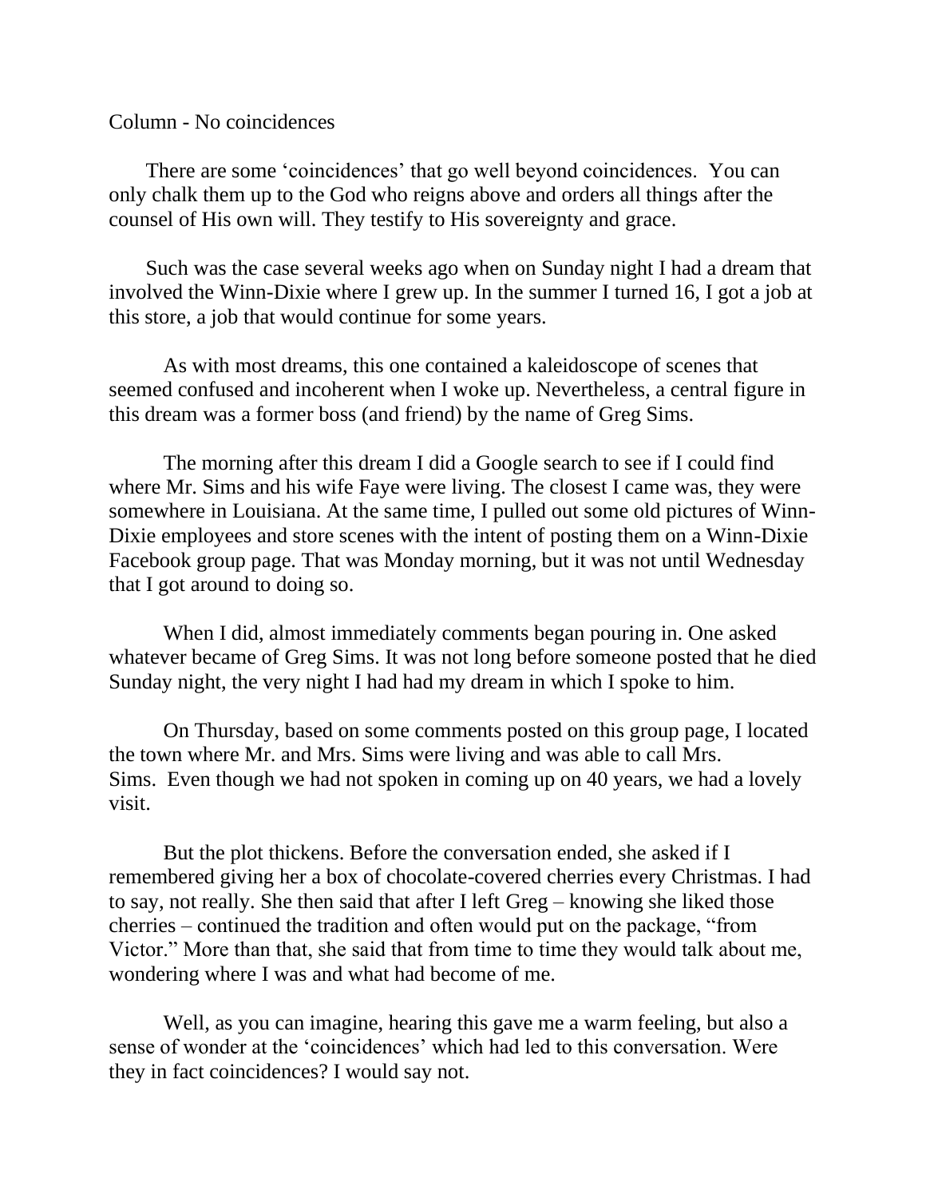Column - No coincidences

There are some 'coincidences' that go well beyond coincidences. You can only chalk them up to the God who reigns above and orders all things after the counsel of His own will. They testify to His sovereignty and grace.

Such was the case several weeks ago when on Sunday night I had a dream that involved the Winn-Dixie where I grew up. In the summer I turned 16, I got a job at this store, a job that would continue for some years.

As with most dreams, this one contained a kaleidoscope of scenes that seemed confused and incoherent when I woke up. Nevertheless, a central figure in this dream was a former boss (and friend) by the name of Greg Sims.

The morning after this dream I did a Google search to see if I could find where Mr. Sims and his wife Faye were living. The closest I came was, they were somewhere in Louisiana. At the same time, I pulled out some old pictures of Winn-Dixie employees and store scenes with the intent of posting them on a Winn-Dixie Facebook group page. That was Monday morning, but it was not until Wednesday that I got around to doing so.

When I did, almost immediately comments began pouring in. One asked whatever became of Greg Sims. It was not long before someone posted that he died Sunday night, the very night I had had my dream in which I spoke to him.

On Thursday, based on some comments posted on this group page, I located the town where Mr. and Mrs. Sims were living and was able to call Mrs. Sims. Even though we had not spoken in coming up on 40 years, we had a lovely visit.

But the plot thickens. Before the conversation ended, she asked if I remembered giving her a box of chocolate-covered cherries every Christmas. I had to say, not really. She then said that after I left Greg – knowing she liked those cherries – continued the tradition and often would put on the package, "from Victor." More than that, she said that from time to time they would talk about me, wondering where I was and what had become of me.

Well, as you can imagine, hearing this gave me a warm feeling, but also a sense of wonder at the 'coincidences' which had led to this conversation. Were they in fact coincidences? I would say not.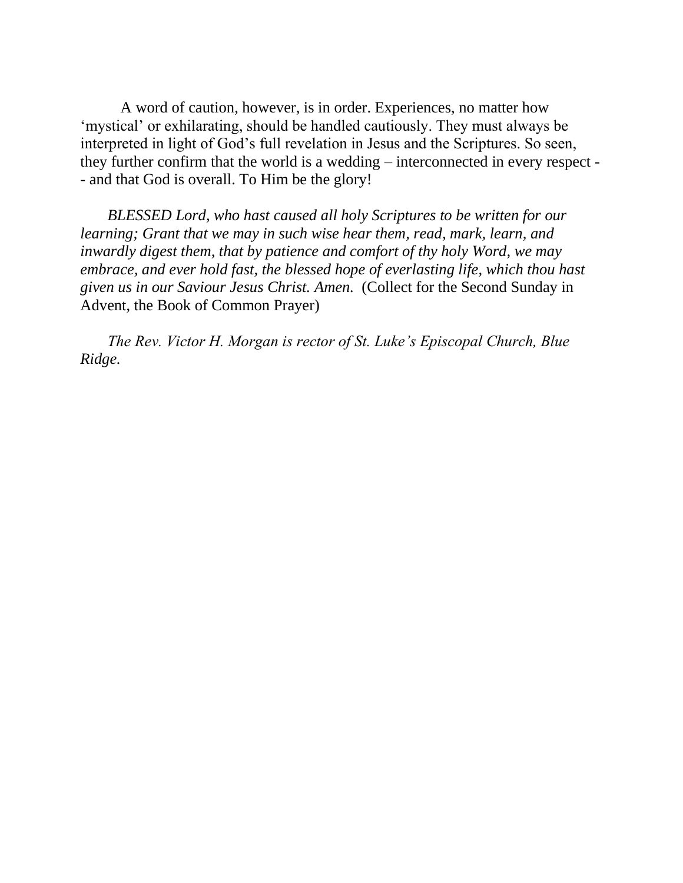A word of caution, however, is in order. Experiences, no matter how 'mystical' or exhilarating, should be handled cautiously. They must always be interpreted in light of God's full revelation in Jesus and the Scriptures. So seen, they further confirm that the world is a wedding – interconnected in every respect -- and that God is overall. To Him be the glory!

*BLESSED Lord, who hast caused all holy Scriptures to be written for our learning; Grant that we may in such wise hear them, read, mark, learn, and inwardly digest them, that by patience and comfort of thy holy Word, we may embrace, and ever hold fast, the blessed hope of everlasting life, which thou hast given us in our Saviour Jesus Christ. Amen.* (Collect for the Second Sunday in Advent, the Book of Common Prayer)

*The Rev. Victor H. Morgan is rector of St. Luke's Episcopal Church, Blue Ridge.*